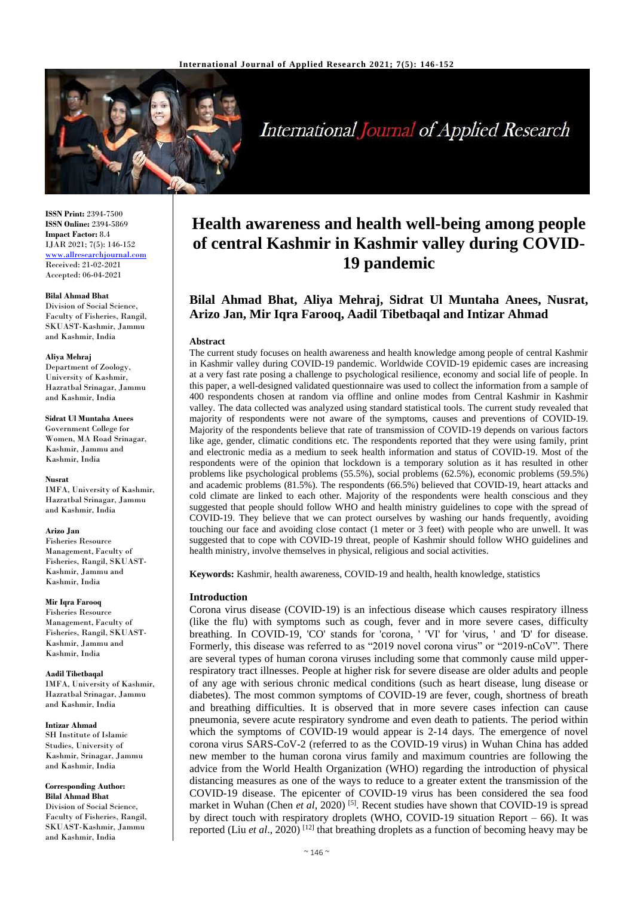# Health awareness and health well-being among people of central Kashmir in Kashmir valley during COVID-19 pandemic

**Bilal Ahmad Bhat, Aliya Mehraj, Sidrat Ul Muntaha Anees, Nusrat, Arizo Jan, Mir Iqra Farooq, Aadil Tibetbaqal and Intizar Ahmad**

**ISSN Print:** 2394-7500
**ISSN Online:** 2394-5869
**Impact Factor:** 8.4
IJAR 2021; 7(5): 146-152
www.allresearchjournal.com
Received: 21-02-2021
Accepted: 06-04-2021

**Bilal Ahmad Bhat**
Division of Social Science, Faculty of Fisheries, Rangil, SKUAST-Kashmir, Jammu and Kashmir, India

**Aliya Mehraj**
Department of Zoology, University of Kashmir, Hazratbal Srinagar, Jammu and Kashmir, India

**Sidrat Ul Muntaha Anees**
Government College for Women, MA Road Srinagar, Kashmir, Jammu and Kashmir, India

**Nusrat**
IMFA, University of Kashmir, Hazratbal Srinagar, Jammu and Kashmir, India

**Arizo Jan**
Fisheries Resource Management, Faculty of Fisheries, Rangil, SKUAST-Kashmir, Jammu and Kashmir, India

**Mir Iqra Farooq**
Fisheries Resource Management, Faculty of Fisheries, Rangil, SKUAST-Kashmir, Jammu and Kashmir, India

**Aadil Tibetbaqal**
IMFA, University of Kashmir, Hazratbal Srinagar, Jammu and Kashmir, India

**Intizar Ahmad**
SH Institute of Islamic Studies, University of Kashmir, Srinagar, Jammu and Kashmir, India

**Corresponding Author:**
**Bilal Ahmad Bhat**
Division of Social Science, Faculty of Fisheries, Rangil, SKUAST-Kashmir, Jammu and Kashmir, India

## Abstract

The current study focuses on health awareness and health knowledge among people of central Kashmir in Kashmir valley during COVID-19 pandemic. Worldwide COVID-19 epidemic cases are increasing at a very fast rate posing a challenge to psychological resilience, economy and social life of people. In this paper, a well-designed validated questionnaire was used to collect the information from a sample of 400 respondents chosen at random via offline and online modes from Central Kashmir in Kashmir valley. The data collected was analyzed using standard statistical tools. The current study revealed that majority of respondents were not aware of the symptoms, causes and preventions of COVID-19. Majority of the respondents believe that rate of transmission of COVID-19 depends on various factors like age, gender, climatic conditions etc. The respondents reported that they were using family, print and electronic media as a medium to seek health information and status of COVID-19. Most of the respondents were of the opinion that lockdown is a temporary solution as it has resulted in other problems like psychological problems (55.5%), social problems (62.5%), economic problems (59.5%) and academic problems (81.5%). The respondents (66.5%) believed that COVID-19, heart attacks and cold climate are linked to each other. Majority of the respondents were health conscious and they suggested that people should follow WHO and health ministry guidelines to cope with the spread of COVID-19. They believe that we can protect ourselves by washing our hands frequently, avoiding touching our face and avoiding close contact (1 meter or 3 feet) with people who are unwell. It was suggested that to cope with COVID-19 threat, people of Kashmir should follow WHO guidelines and health ministry, involve themselves in physical, religious and social activities.

**Keywords:** Kashmir, health awareness, COVID-19 and health, health knowledge, statistics

## Introduction

Corona virus disease (COVID-19) is an infectious disease which causes respiratory illness (like the flu) with symptoms such as cough, fever and in more severe cases, difficulty breathing. In COVID-19, 'CO' stands for 'corona, ' 'VI' for 'virus, ' and 'D' for disease. Formerly, this disease was referred to as "2019 novel corona virus" or "2019-nCoV". There are several types of human corona viruses including some that commonly cause mild upper-respiratory tract illnesses. People at higher risk for severe disease are older adults and people of any age with serious chronic medical conditions (such as heart disease, lung disease or diabetes). The most common symptoms of COVID-19 are fever, cough, shortness of breath and breathing difficulties. It is observed that in more severe cases infection can cause pneumonia, severe acute respiratory syndrome and even death to patients. The period within which the symptoms of COVID-19 would appear is 2-14 days. The emergence of novel corona virus SARS-CoV-2 (referred to as the COVID-19 virus) in Wuhan China has added new member to the human corona virus family and maximum countries are following the advice from the World Health Organization (WHO) regarding the introduction of physical distancing measures as one of the ways to reduce to a greater extent the transmission of the COVID-19 disease. The epicenter of COVID-19 virus has been considered the sea food market in Wuhan (Chen *et al*, 2020) [5]. Recent studies have shown that COVID-19 is spread by direct touch with respiratory droplets (WHO, COVID-19 situation Report – 66). It was reported (Liu *et al*., 2020) [12] that breathing droplets as a function of becoming heavy may be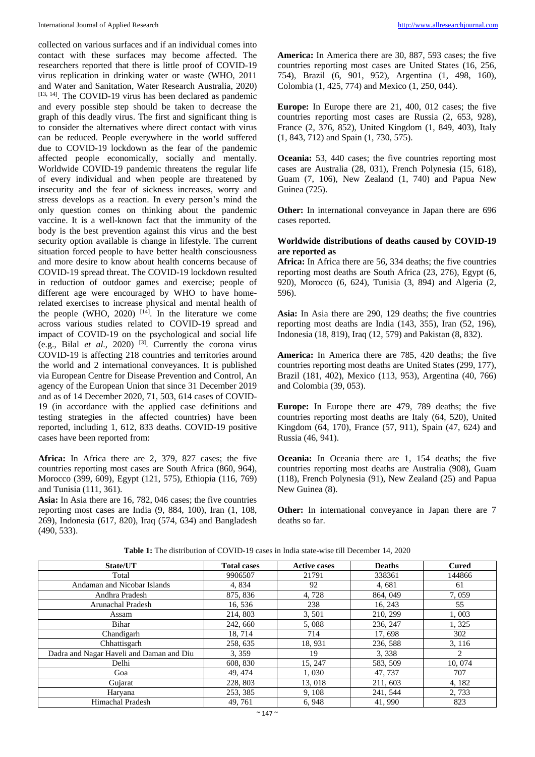collected on various surfaces and if an individual comes into contact with these surfaces may become affected. The researchers reported that there is little proof of COVID-19 virus replication in drinking water or waste (WHO, 2011 and Water and Sanitation, Water Research Australia, 2020) [13, 14]. The COVID-19 virus has been declared as pandemic and every possible step should be taken to decrease the graph of this deadly virus. The first and significant thing is to consider the alternatives where direct contact with virus can be reduced. People everywhere in the world suffered due to COVID-19 lockdown as the fear of the pandemic affected people economically, socially and mentally. Worldwide COVID-19 pandemic threatens the regular life of every individual and when people are threatened by insecurity and the fear of sickness increases, worry and stress develops as a reaction. In every person's mind the only question comes on thinking about the pandemic vaccine. It is a well-known fact that the immunity of the body is the best prevention against this virus and the best security option available is change in lifestyle. The current situation forced people to have better health consciousness and more desire to know about health concerns because of COVID-19 spread threat. The COVID-19 lockdown resulted in reduction of outdoor games and exercise; people of different age were encouraged by WHO to have home-related exercises to increase physical and mental health of the people (WHO, 2020) [14]. In the literature we come across various studies related to COVID-19 spread and impact of COVID-19 on the psychological and social life (e.g., Bilal *et al*., 2020) [3]. Currently the corona virus COVID-19 is affecting 218 countries and territories around the world and 2 international conveyances. It is published via European Centre for Disease Prevention and Control, An agency of the European Union that since 31 December 2019 and as of 14 December 2020, 71, 503, 614 cases of COVID-19 (in accordance with the applied case definitions and testing strategies in the affected countries) have been reported, including 1, 612, 833 deaths. COVID-19 positive cases have been reported from:

**Africa:** In Africa there are 2, 379, 827 cases; the five countries reporting most cases are South Africa (860, 964), Morocco (399, 609), Egypt (121, 575), Ethiopia (116, 769) and Tunisia (111, 361).

**Asia:** In Asia there are 16, 782, 046 cases; the five countries reporting most cases are India (9, 884, 100), Iran (1, 108, 269), Indonesia (617, 820), Iraq (574, 634) and Bangladesh (490, 533).

**America:** In America there are 30, 887, 593 cases; the five countries reporting most cases are United States (16, 256, 754), Brazil (6, 901, 952), Argentina (1, 498, 160), Colombia (1, 425, 774) and Mexico (1, 250, 044).

**Europe:** In Europe there are 21, 400, 012 cases; the five countries reporting most cases are Russia (2, 653, 928), France (2, 376, 852), United Kingdom (1, 849, 403), Italy (1, 843, 712) and Spain (1, 730, 575).

**Oceania:** 53, 440 cases; the five countries reporting most cases are Australia (28, 031), French Polynesia (15, 618), Guam (7, 106), New Zealand (1, 740) and Papua New Guinea (725).

**Other:** In international conveyance in Japan there are 696 cases reported.

**Worldwide distributions of deaths caused by COVID-19 are reported as**

**Africa:** In Africa there are 56, 334 deaths; the five countries reporting most deaths are South Africa (23, 276), Egypt (6, 920), Morocco (6, 624), Tunisia (3, 894) and Algeria (2, 596).

**Asia:** In Asia there are 290, 129 deaths; the five countries reporting most deaths are India (143, 355), Iran (52, 196), Indonesia (18, 819), Iraq (12, 579) and Pakistan (8, 832).

**America:** In America there are 785, 420 deaths; the five countries reporting most deaths are United States (299, 177), Brazil (181, 402), Mexico (113, 953), Argentina (40, 766) and Colombia (39, 053).

**Europe:** In Europe there are 479, 789 deaths; the five countries reporting most deaths are Italy (64, 520), United Kingdom (64, 170), France (57, 911), Spain (47, 624) and Russia (46, 941).

**Oceania:** In Oceania there are 1, 154 deaths; the five countries reporting most deaths are Australia (908), Guam (118), French Polynesia (91), New Zealand (25) and Papua New Guinea (8).

**Other:** In international conveyance in Japan there are 7 deaths so far.

**Table 1:** The distribution of COVID-19 cases in India state-wise till December 14, 2020

| State/UT | Total cases | Active cases | Deaths | Cured |
|---|---|---|---|---|
| Total | 9906507 | 21791 | 338361 | 144866 |
| Andaman and Nicobar Islands | 4, 834 | 92 | 4, 681 | 61 |
| Andhra Pradesh | 875, 836 | 4, 728 | 864, 049 | 7, 059 |
| Arunachal Pradesh | 16, 536 | 238 | 16, 243 | 55 |
| Assam | 214, 803 | 3, 501 | 210, 299 | 1, 003 |
| Bihar | 242, 660 | 5, 088 | 236, 247 | 1, 325 |
| Chandigarh | 18, 714 | 714 | 17, 698 | 302 |
| Chhattisgarh | 258, 635 | 18, 931 | 236, 588 | 3, 116 |
| Dadra and Nagar Haveli and Daman and Diu | 3, 359 | 19 | 3, 338 | 2 |
| Delhi | 608, 830 | 15, 247 | 583, 509 | 10, 074 |
| Goa | 49, 474 | 1, 030 | 47, 737 | 707 |
| Gujarat | 228, 803 | 13, 018 | 211, 603 | 4, 182 |
| Haryana | 253, 385 | 9, 108 | 241, 544 | 2, 733 |
| Himachal Pradesh | 49, 761 | 6, 948 | 41, 990 | 823 |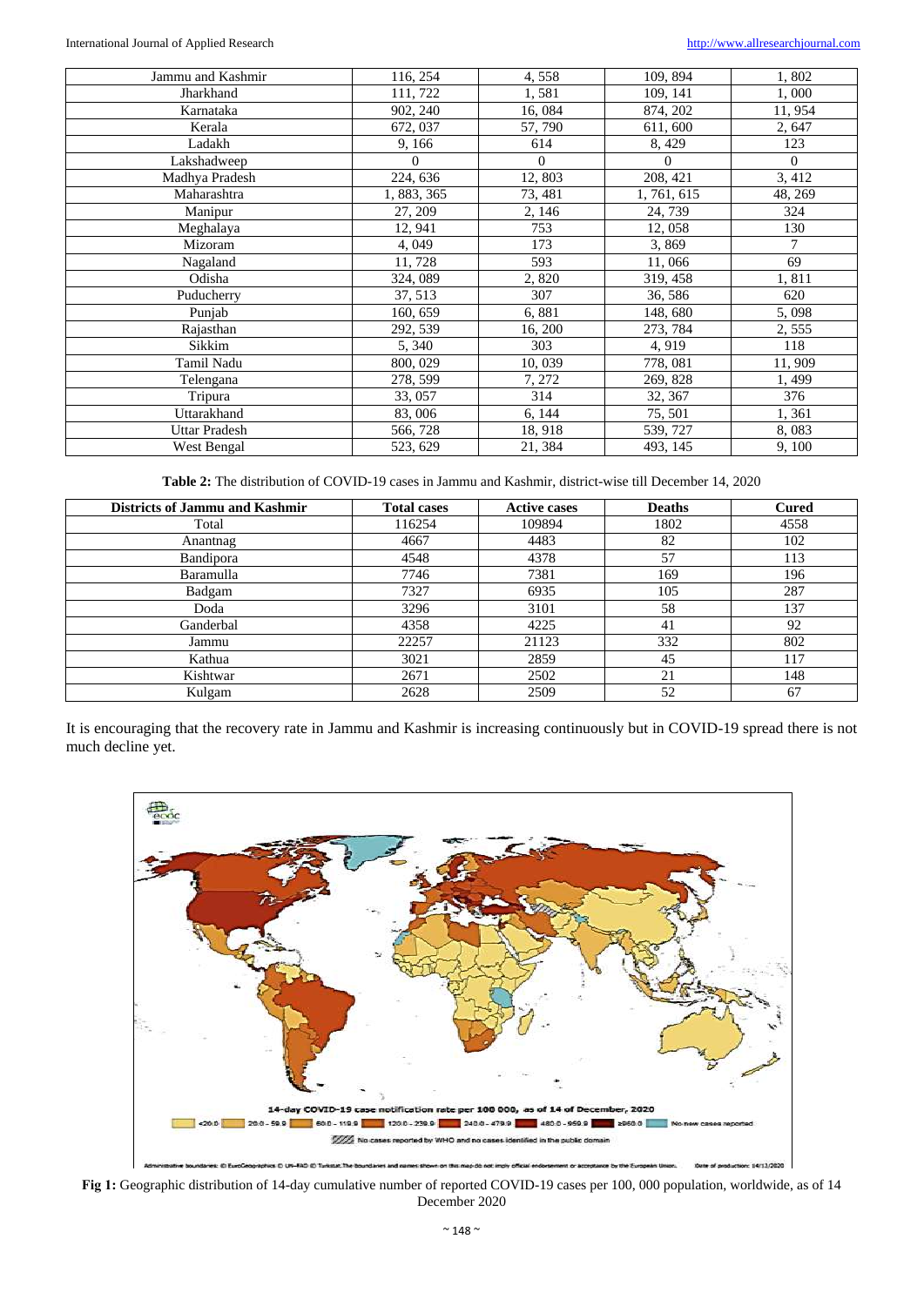| Jammu and Kashmir | 116, 254 | 4, 558 | 109, 894 | 1, 802 |
|---|---|---|---|---|
| Jharkhand | 111, 722 | 1, 581 | 109, 141 | 1, 000 |
| Karnataka | 902, 240 | 16, 084 | 874, 202 | 11, 954 |
| Kerala | 672, 037 | 57, 790 | 611, 600 | 2, 647 |
| Ladakh | 9, 166 | 614 | 8, 429 | 123 |
| Lakshadweep | 0 | 0 | 0 | 0 |
| Madhya Pradesh | 224, 636 | 12, 803 | 208, 421 | 3, 412 |
| Maharashtra | 1, 883, 365 | 73, 481 | 1, 761, 615 | 48, 269 |
| Manipur | 27, 209 | 2, 146 | 24, 739 | 324 |
| Meghalaya | 12, 941 | 753 | 12, 058 | 130 |
| Mizoram | 4, 049 | 173 | 3, 869 | 7 |
| Nagaland | 11, 728 | 593 | 11, 066 | 69 |
| Odisha | 324, 089 | 2, 820 | 319, 458 | 1, 811 |
| Puducherry | 37, 513 | 307 | 36, 586 | 620 |
| Punjab | 160, 659 | 6, 881 | 148, 680 | 5, 098 |
| Rajasthan | 292, 539 | 16, 200 | 273, 784 | 2, 555 |
| Sikkim | 5, 340 | 303 | 4, 919 | 118 |
| Tamil Nadu | 800, 029 | 10, 039 | 778, 081 | 11, 909 |
| Telengana | 278, 599 | 7, 272 | 269, 828 | 1, 499 |
| Tripura | 33, 057 | 314 | 32, 367 | 376 |
| Uttarakhand | 83, 006 | 6, 144 | 75, 501 | 1, 361 |
| Uttar Pradesh | 566, 728 | 18, 918 | 539, 727 | 8, 083 |
| West Bengal | 523, 629 | 21, 384 | 493, 145 | 9, 100 |

**Table 2:** The distribution of COVID-19 cases in Jammu and Kashmir, district-wise till December 14, 2020

| Districts of Jammu and Kashmir | Total cases | Active cases | Deaths | Cured |
|---|---|---|---|---|
| Total | 116254 | 109894 | 1802 | 4558 |
| Anantnag | 4667 | 4483 | 82 | 102 |
| Bandipora | 4548 | 4378 | 57 | 113 |
| Baramulla | 7746 | 7381 | 169 | 196 |
| Badgam | 7327 | 6935 | 105 | 287 |
| Doda | 3296 | 3101 | 58 | 137 |
| Ganderbal | 4358 | 4225 | 41 | 92 |
| Jammu | 22257 | 21123 | 332 | 802 |
| Kathua | 3021 | 2859 | 45 | 117 |
| Kishtwar | 2671 | 2502 | 21 | 148 |
| Kulgam | 2628 | 2509 | 52 | 67 |

It is encouraging that the recovery rate in Jammu and Kashmir is increasing continuously but in COVID-19 spread there is not much decline yet.

**Fig 1:** Geographic distribution of 14-day cumulative number of reported COVID-19 cases per 100, 000 population, worldwide, as of 14 December 2020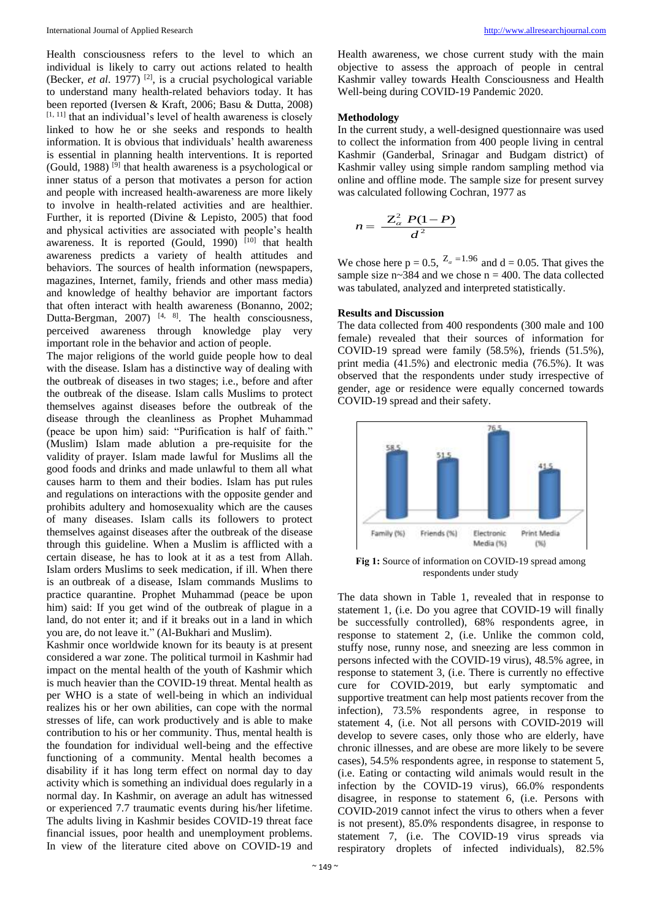Health consciousness refers to the level to which an individual is likely to carry out actions related to health (Becker, *et al*. 1977) [2], is a crucial psychological variable to understand many health-related behaviors today. It has been reported (Iversen & Kraft, 2006; Basu & Dutta, 2008) [1, 11] that an individual's level of health awareness is closely linked to how he or she seeks and responds to health information. It is obvious that individuals' health awareness is essential in planning health interventions. It is reported (Gould, 1988) [9] that health awareness is a psychological or inner status of a person that motivates a person for action and people with increased health-awareness are more likely to involve in health-related activities and are healthier. Further, it is reported (Divine & Lepisto, 2005) that food and physical activities are associated with people's health awareness. It is reported (Gould, 1990) [10] that health awareness predicts a variety of health attitudes and behaviors. The sources of health information (newspapers, magazines, Internet, family, friends and other mass media) and knowledge of healthy behavior are important factors that often interact with health awareness (Bonanno, 2002; Dutta-Bergman, 2007) [4, 8]. The health consciousness, perceived awareness through knowledge play very important role in the behavior and action of people.

The major religions of the world guide people how to deal with the disease. Islam has a distinctive way of dealing with the outbreak of diseases in two stages; i.e., before and after the outbreak of the disease. Islam calls Muslims to protect themselves against diseases before the outbreak of the disease through the cleanliness as Prophet Muhammad (peace be upon him) said: "Purification is half of faith." (Muslim) Islam made ablution a pre-requisite for the validity of prayer. Islam made lawful for Muslims all the good foods and drinks and made unlawful to them all what causes harm to them and their bodies. Islam has put rules and regulations on interactions with the opposite gender and prohibits adultery and homosexuality which are the causes of many diseases. Islam calls its followers to protect themselves against diseases after the outbreak of the disease through this guideline. When a Muslim is afflicted with a certain disease, he has to look at it as a test from Allah. Islam orders Muslims to seek medication, if ill. When there is an outbreak of a disease, Islam commands Muslims to practice quarantine. Prophet Muhammad (peace be upon him) said: If you get wind of the outbreak of plague in a land, do not enter it; and if it breaks out in a land in which you are, do not leave it." (Al-Bukhari and Muslim).

Kashmir once worldwide known for its beauty is at present considered a war zone. The political turmoil in Kashmir had impact on the mental health of the youth of Kashmir which is much heavier than the COVID-19 threat. Mental health as per WHO is a state of well-being in which an individual realizes his or her own abilities, can cope with the normal stresses of life, can work productively and is able to make contribution to his or her community. Thus, mental health is the foundation for individual well-being and the effective functioning of a community. Mental health becomes a disability if it has long term effect on normal day to day activity which is something an individual does regularly in a normal day. In Kashmir, on average an adult has witnessed or experienced 7.7 traumatic events during his/her lifetime. The adults living in Kashmir besides COVID-19 threat face financial issues, poor health and unemployment problems. In view of the literature cited above on COVID-19 and Health awareness, we chose current study with the main objective to assess the approach of people in central Kashmir valley towards Health Consciousness and Health Well-being during COVID-19 Pandemic 2020.

## Methodology

In the current study, a well-designed questionnaire was used to collect the information from 400 people living in central Kashmir (Ganderbal, Srinagar and Budgam district) of Kashmir valley using simple random sampling method via online and offline mode. The sample size for present survey was calculated following Cochran, 1977 as

$$n = \frac{Z_{\alpha}^{2}\, P(1-P)}{d^{2}}$$

We chose here p = 0.5, $Z_{\alpha} = 1.96$ and d = 0.05. That gives the sample size n~384 and we chose n = 400. The data collected was tabulated, analyzed and interpreted statistically.

## Results and Discussion

The data collected from 400 respondents (300 male and 100 female) revealed that their sources of information for COVID-19 spread were family (58.5%), friends (51.5%), print media (41.5%) and electronic media (76.5%). It was observed that the respondents under study irrespective of gender, age or residence were equally concerned towards COVID-19 spread and their safety.

**Fig 1:** Source of information on COVID-19 spread among respondents under study

The data shown in Table 1, revealed that in response to statement 1, (i.e. Do you agree that COVID-19 will finally be successfully controlled), 68% respondents agree, in response to statement 2, (i.e. Unlike the common cold, stuffy nose, runny nose, and sneezing are less common in persons infected with the COVID-19 virus), 48.5% agree, in response to statement 3, (i.e. There is currently no effective cure for COVID-2019, but early symptomatic and supportive treatment can help most patients recover from the infection), 73.5% respondents agree, in response to statement 4, (i.e. Not all persons with COVID-2019 will develop to severe cases, only those who are elderly, have chronic illnesses, and are obese are more likely to be severe cases), 54.5% respondents agree, in response to statement 5, (i.e. Eating or contacting wild animals would result in the infection by the COVID-19 virus), 66.0% respondents disagree, in response to statement 6, (i.e. Persons with COVID-2019 cannot infect the virus to others when a fever is not present), 85.0% respondents disagree, in response to statement 7, (i.e. The COVID-19 virus spreads via respiratory droplets of infected individuals), 82.5%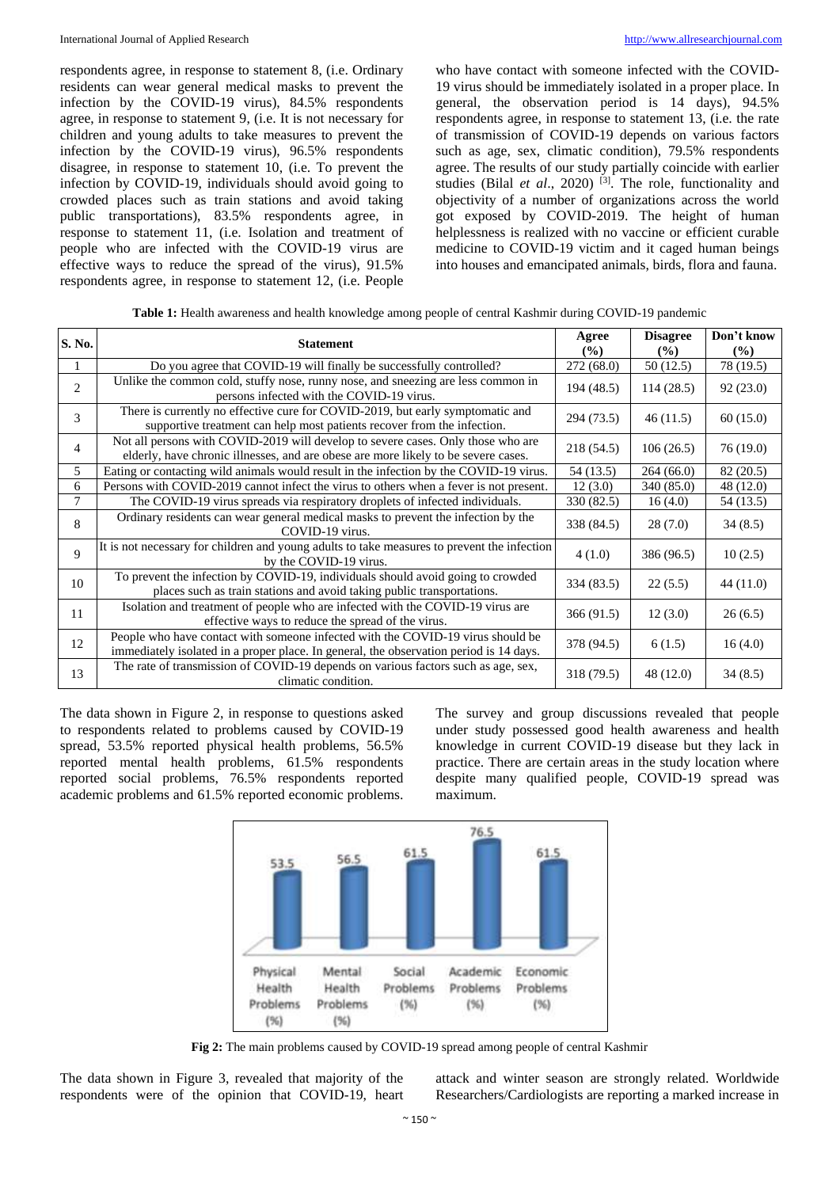respondents agree, in response to statement 8, (i.e. Ordinary residents can wear general medical masks to prevent the infection by the COVID-19 virus), 84.5% respondents agree, in response to statement 9, (i.e. It is not necessary for children and young adults to take measures to prevent the infection by the COVID-19 virus), 96.5% respondents disagree, in response to statement 10, (i.e. To prevent the infection by COVID-19, individuals should avoid going to crowded places such as train stations and avoid taking public transportations), 83.5% respondents agree, in response to statement 11, (i.e. Isolation and treatment of people who are infected with the COVID-19 virus are effective ways to reduce the spread of the virus), 91.5% respondents agree, in response to statement 12, (i.e. People who have contact with someone infected with the COVID-19 virus should be immediately isolated in a proper place. In general, the observation period is 14 days), 94.5% respondents agree, in response to statement 13, (i.e. the rate of transmission of COVID-19 depends on various factors such as age, sex, climatic condition), 79.5% respondents agree. The results of our study partially coincide with earlier studies (Bilal *et al*., 2020) [3]. The role, functionality and objectivity of a number of organizations across the world got exposed by COVID-2019. The height of human helplessness is realized with no vaccine or efficient curable medicine to COVID-19 victim and it caged human beings into houses and emancipated animals, birds, flora and fauna.

**Table 1:** Health awareness and health knowledge among people of central Kashmir during COVID-19 pandemic

| S. No. | Statement | Agree (%) | Disagree (%) | Don't know (%) |
|---|---|---|---|---|
| 1 | Do you agree that COVID-19 will finally be successfully controlled? | 272 (68.0) | 50 (12.5) | 78 (19.5) |
| 2 | Unlike the common cold, stuffy nose, runny nose, and sneezing are less common in persons infected with the COVID-19 virus. | 194 (48.5) | 114 (28.5) | 92 (23.0) |
| 3 | There is currently no effective cure for COVID-2019, but early symptomatic and supportive treatment can help most patients recover from the infection. | 294 (73.5) | 46 (11.5) | 60 (15.0) |
| 4 | Not all persons with COVID-2019 will develop to severe cases. Only those who are elderly, have chronic illnesses, and are obese are more likely to be severe cases. | 218 (54.5) | 106 (26.5) | 76 (19.0) |
| 5 | Eating or contacting wild animals would result in the infection by the COVID-19 virus. | 54 (13.5) | 264 (66.0) | 82 (20.5) |
| 6 | Persons with COVID-2019 cannot infect the virus to others when a fever is not present. | 12 (3.0) | 340 (85.0) | 48 (12.0) |
| 7 | The COVID-19 virus spreads via respiratory droplets of infected individuals. | 330 (82.5) | 16 (4.0) | 54 (13.5) |
| 8 | Ordinary residents can wear general medical masks to prevent the infection by the COVID-19 virus. | 338 (84.5) | 28 (7.0) | 34 (8.5) |
| 9 | It is not necessary for children and young adults to take measures to prevent the infection by the COVID-19 virus. | 4 (1.0) | 386 (96.5) | 10 (2.5) |
| 10 | To prevent the infection by COVID-19, individuals should avoid going to crowded places such as train stations and avoid taking public transportations. | 334 (83.5) | 22 (5.5) | 44 (11.0) |
| 11 | Isolation and treatment of people who are infected with the COVID-19 virus are effective ways to reduce the spread of the virus. | 366 (91.5) | 12 (3.0) | 26 (6.5) |
| 12 | People who have contact with someone infected with the COVID-19 virus should be immediately isolated in a proper place. In general, the observation period is 14 days. | 378 (94.5) | 6 (1.5) | 16 (4.0) |
| 13 | The rate of transmission of COVID-19 depends on various factors such as age, sex, climatic condition. | 318 (79.5) | 48 (12.0) | 34 (8.5) |

The data shown in Figure 2, in response to questions asked to respondents related to problems caused by COVID-19 spread, 53.5% reported physical health problems, 56.5% reported mental health problems, 61.5% respondents reported social problems, 76.5% respondents reported academic problems and 61.5% reported economic problems.

The survey and group discussions revealed that people under study possessed good health awareness and health knowledge in current COVID-19 disease but they lack in practice. There are certain areas in the study location where despite many qualified people, COVID-19 spread was maximum.

| Physical Health Problems (%) | Mental Health Problems (%) | Social Problems (%) | Academic Problems (%) | Economic Problems (%) |
|---|---|---|---|---|
| 53.5 | 56.5 | 61.5 | 76.5 | 61.5 |

**Fig 2:** The main problems caused by COVID-19 spread among people of central Kashmir

The data shown in Figure 3, revealed that majority of the respondents were of the opinion that COVID-19, heart attack and winter season are strongly related. Worldwide Researchers/Cardiologists are reporting a marked increase in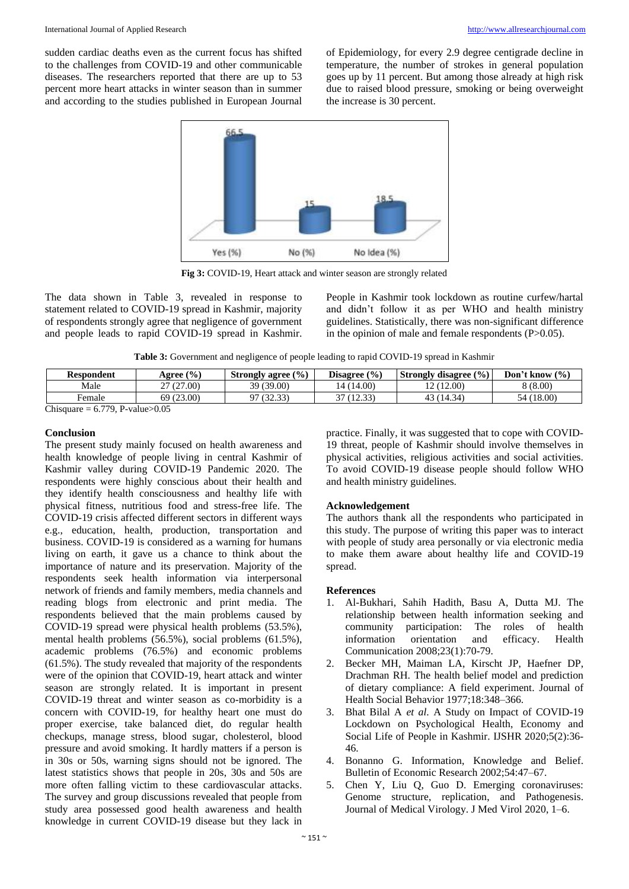sudden cardiac deaths even as the current focus has shifted to the challenges from COVID-19 and other communicable diseases. The researchers reported that there are up to 53 percent more heart attacks in winter season than in summer and according to the studies published in European Journal of Epidemiology, for every 2.9 degree centigrade decline in temperature, the number of strokes in general population goes up by 11 percent. But among those already at high risk due to raised blood pressure, smoking or being overweight the increase is 30 percent.

**Fig 3:** COVID-19, Heart attack and winter season are strongly related

The data shown in Table 3, revealed in response to statement related to COVID-19 spread in Kashmir, majority of respondents strongly agree that negligence of government and people leads to rapid COVID-19 spread in Kashmir. People in Kashmir took lockdown as routine curfew/hartal and didn't follow it as per WHO and health ministry guidelines. Statistically, there was non-significant difference in the opinion of male and female respondents (P>0.05).

**Table 3:** Government and negligence of people leading to rapid COVID-19 spread in Kashmir

| Respondent | Agree (%) | Strongly agree (%) | Disagree (%) | Strongly disagree (%) | Don't know (%) |
|---|---|---|---|---|---|
| Male | 27 (27.00) | 39 (39.00) | 14 (14.00) | 12 (12.00) | 8 (8.00) |
| Female | 69 (23.00) | 97 (32.33) | 37 (12.33) | 43 (14.34) | 54 (18.00) |

Chisquare = 6.779, P-value>0.05

## Conclusion

The present study mainly focused on health awareness and health knowledge of people living in central Kashmir of Kashmir valley during COVID-19 Pandemic 2020. The respondents were highly conscious about their health and they identify health consciousness and healthy life with physical fitness, nutritious food and stress-free life. The COVID-19 crisis affected different sectors in different ways e.g., education, health, production, transportation and business. COVID-19 is considered as a warning for humans living on earth, it gave us a chance to think about the importance of nature and its preservation. Majority of the respondents seek health information via interpersonal network of friends and family members, media channels and reading blogs from electronic and print media. The respondents believed that the main problems caused by COVID-19 spread were physical health problems (53.5%), mental health problems (56.5%), social problems (61.5%), academic problems (76.5%) and economic problems (61.5%). The study revealed that majority of the respondents were of the opinion that COVID-19, heart attack and winter season are strongly related. It is important in present COVID-19 threat and winter season as co-morbidity is a concern with COVID-19, for healthy heart one must do proper exercise, take balanced diet, do regular health checkups, manage stress, blood sugar, cholesterol, blood pressure and avoid smoking. It hardly matters if a person is in 30s or 50s, warning signs should not be ignored. The latest statistics shows that people in 20s, 30s and 50s are more often falling victim to these cardiovascular attacks. The survey and group discussions revealed that people from study area possessed good health awareness and health knowledge in current COVID-19 disease but they lack in practice. Finally, it was suggested that to cope with COVID-19 threat, people of Kashmir should involve themselves in physical activities, religious activities and social activities. To avoid COVID-19 disease people should follow WHO and health ministry guidelines.

## Acknowledgement

The authors thank all the respondents who participated in this study. The purpose of writing this paper was to interact with people of study area personally or via electronic media to make them aware about healthy life and COVID-19 spread.

## References

1. Al-Bukhari, Sahih Hadith, Basu A, Dutta MJ. The relationship between health information seeking and community participation: The roles of health information orientation and efficacy. Health Communication 2008;23(1):70-79.
2. Becker MH, Maiman LA, Kirscht JP, Haefner DP, Drachman RH. The health belief model and prediction of dietary compliance: A field experiment. Journal of Health Social Behavior 1977;18:348–366.
3. Bhat Bilal A *et al.* A Study on Impact of COVID-19 Lockdown on Psychological Health, Economy and Social Life of People in Kashmir. IJSHR 2020;5(2):36-46.
4. Bonanno G. Information, Knowledge and Belief. Bulletin of Economic Research 2002;54:47–67.
5. Chen Y, Liu Q, Guo D. Emerging coronaviruses: Genome structure, replication, and Pathogenesis. Journal of Medical Virology. J Med Virol 2020, 1–6.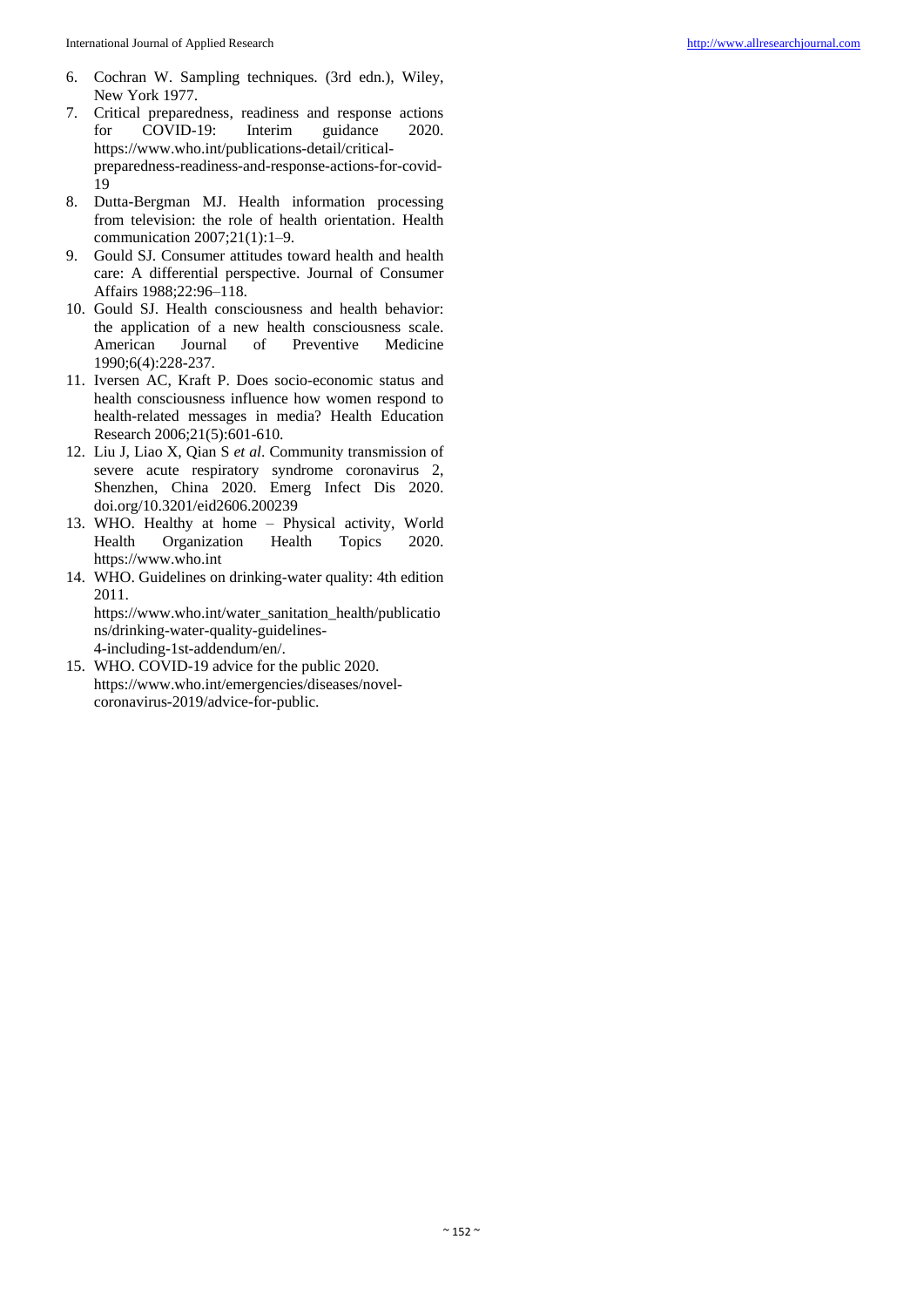6. Cochran W. Sampling techniques. (3rd edn.), Wiley, New York 1977.
7. Critical preparedness, readiness and response actions for COVID-19: Interim guidance 2020. https://www.who.int/publications-detail/critical-preparedness-readiness-and-response-actions-for-covid-19
8. Dutta-Bergman MJ. Health information processing from television: the role of health orientation. Health communication 2007;21(1):1–9.
9. Gould SJ. Consumer attitudes toward health and health care: A differential perspective. Journal of Consumer Affairs 1988;22:96–118.
10. Gould SJ. Health consciousness and health behavior: the application of a new health consciousness scale. American Journal of Preventive Medicine 1990;6(4):228-237.
11. Iversen AC, Kraft P. Does socio-economic status and health consciousness influence how women respond to health-related messages in media? Health Education Research 2006;21(5):601-610.
12. Liu J, Liao X, Qian S *et al*. Community transmission of severe acute respiratory syndrome coronavirus 2, Shenzhen, China 2020. Emerg Infect Dis 2020. doi.org/10.3201/eid2606.200239
13. WHO. Healthy at home – Physical activity, World Health Organization Health Topics 2020. https://www.who.int
14. WHO. Guidelines on drinking-water quality: 4th edition 2011. https://www.who.int/water_sanitation_health/publications/drinking-water-quality-guidelines-4-including-1st-addendum/en/.
15. WHO. COVID-19 advice for the public 2020. https://www.who.int/emergencies/diseases/novel-coronavirus-2019/advice-for-public.